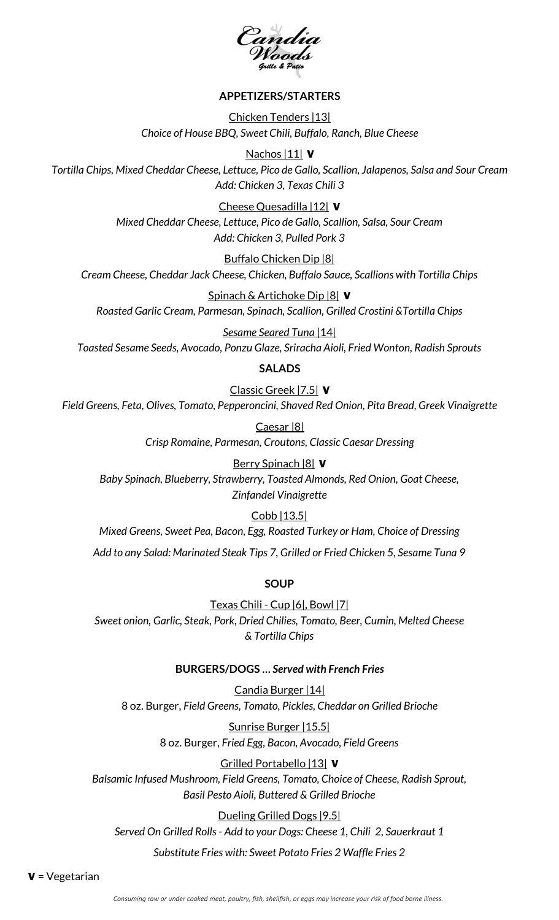# Candia Woods

*Grille & Patio*

## APPETIZERS/STARTERS

Chicken Tenders |13|
*Choice of House BBQ, Sweet Chili, Buffalo, Ranch, Blue Cheese*

Nachos |11| **V**
*Tortilla Chips, Mixed Cheddar Cheese, Lettuce, Pico de Gallo, Scallion, Jalapenos, Salsa and Sour Cream*
*Add: Chicken 3, Texas Chili 3*

Cheese Quesadilla |12| **V**
*Mixed Cheddar Cheese, Lettuce, Pico de Gallo, Scallion, Salsa, Sour Cream*
*Add: Chicken 3, Pulled Pork 3*

Buffalo Chicken Dip |8|
*Cream Cheese, Cheddar Jack Cheese, Chicken, Buffalo Sauce, Scallions with Tortilla Chips*

Spinach & Artichoke Dip |8| **V**
*Roasted Garlic Cream, Parmesan, Spinach, Scallion, Grilled Crostini &Tortilla Chips*

*Sesame Seared Tuna* |14|
*Toasted Sesame Seeds, Avocado, Ponzu Glaze, Sriracha Aioli, Fried Wonton, Radish Sprouts*

## SALADS

Classic Greek |7.5| **V**
*Field Greens, Feta, Olives, Tomato, Pepperoncini, Shaved Red Onion, Pita Bread, Greek Vinaigrette*

Caesar |8|
*Crisp Romaine, Parmesan, Croutons, Classic Caesar Dressing*

Berry Spinach |8| **V**
*Baby Spinach, Blueberry, Strawberry, Toasted Almonds, Red Onion, Goat Cheese, Zinfandel Vinaigrette*

Cobb |13.5|
*Mixed Greens, Sweet Pea, Bacon, Egg, Roasted Turkey or Ham, Choice of Dressing*

*Add to any Salad: Marinated Steak Tips 7, Grilled or Fried Chicken 5, Sesame Tuna 9*

## SOUP

Texas Chili - Cup |6|, Bowl |7|
*Sweet onion, Garlic, Steak, Pork, Dried Chilies, Tomato, Beer, Cumin, Melted Cheese & Tortilla Chips*

## BURGERS/DOGS … *Served with French Fries*

Candia Burger |14|
8 oz. Burger, *Field Greens, Tomato, Pickles, Cheddar on Grilled Brioche*

Sunrise Burger |15.5|
8 oz. Burger, *Fried Egg, Bacon, Avocado, Field Greens*

Grilled Portabello |13| **V**
*Balsamic Infused Mushroom, Field Greens, Tomato, Choice of Cheese, Radish Sprout, Basil Pesto Aioli, Buttered & Grilled Brioche*

Dueling Grilled Dogs |9.5|
*Served On Grilled Rolls - Add to your Dogs: Cheese 1, Chili 2, Sauerkraut 1*

*Substitute Fries with: Sweet Potato Fries 2 Waffle Fries 2*

**V** = Vegetarian

*Consuming raw or under cooked meat, poultry, fish, shellfish, or eggs may increase your risk of food borne illness.*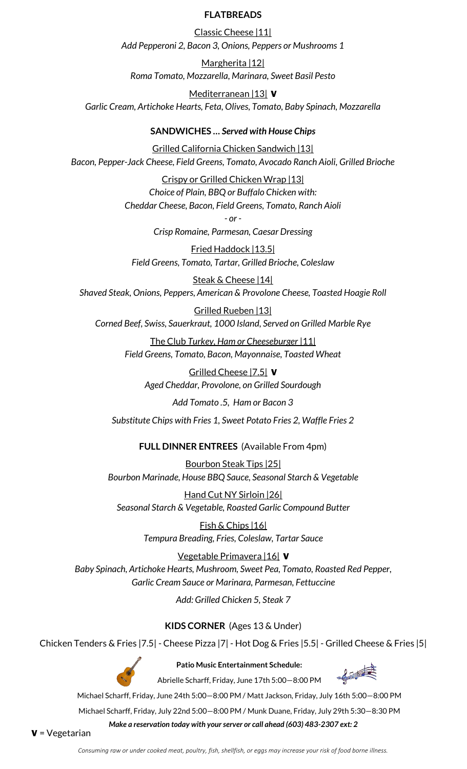## FLATBREADS

Classic Cheese |11|
*Add Pepperoni 2, Bacon 3, Onions, Peppers or Mushrooms 1*

Margherita |12|
*Roma Tomato, Mozzarella, Marinara, Sweet Basil Pesto*

Mediterranean |13| **V**
*Garlic Cream, Artichoke Hearts, Feta, Olives, Tomato, Baby Spinach, Mozzarella*

## SANDWICHES … *Served with House Chips*

Grilled California Chicken Sandwich |13|
*Bacon, Pepper-Jack Cheese, Field Greens, Tomato, Avocado Ranch Aioli, Grilled Brioche*

Crispy or Grilled Chicken Wrap |13|
*Choice of Plain, BBQ or Buffalo Chicken with:*
*Cheddar Cheese, Bacon, Field Greens, Tomato, Ranch Aioli*
*- or -*
*Crisp Romaine, Parmesan, Caesar Dressing*

Fried Haddock |13.5|
*Field Greens, Tomato, Tartar, Grilled Brioche, Coleslaw*

Steak & Cheese |14|
*Shaved Steak, Onions, Peppers, American & Provolone Cheese, Toasted Hoagie Roll*

Grilled Rueben |13|
*Corned Beef, Swiss, Sauerkraut, 1000 Island, Served on Grilled Marble Rye*

The Club *Turkey, Ham or Cheeseburger* |11|
*Field Greens, Tomato, Bacon, Mayonnaise, Toasted Wheat*

Grilled Cheese |7.5| **V**
*Aged Cheddar, Provolone, on Grilled Sourdough*

*Add Tomato .5, Ham or Bacon 3*

*Substitute Chips with Fries 1, Sweet Potato Fries 2, Waffle Fries 2*

## FULL DINNER ENTREES (Available From 4pm)

Bourbon Steak Tips |25|
*Bourbon Marinade, House BBQ Sauce, Seasonal Starch & Vegetable*

Hand Cut NY Sirloin |26|
*Seasonal Starch & Vegetable, Roasted Garlic Compound Butter*

Fish & Chips |16|
*Tempura Breading, Fries, Coleslaw, Tartar Sauce*

Vegetable Primavera |16| **V**
*Baby Spinach, Artichoke Hearts, Mushroom, Sweet Pea, Tomato, Roasted Red Pepper, Garlic Cream Sauce or Marinara, Parmesan, Fettuccine*

*Add: Grilled Chicken 5, Steak 7*

## KIDS CORNER (Ages 13 & Under)

Chicken Tenders & Fries |7.5| - Cheese Pizza |7| - Hot Dog & Fries |5.5| - Grilled Cheese & Fries |5|

**Patio Music Entertainment Schedule:**

Abrielle Scharff, Friday, June 17th 5:00—8:00 PM

Michael Scharff, Friday, June 24th 5:00—8:00 PM / Matt Jackson, Friday, July 16th 5:00—8:00 PM

Michael Scharff, Friday, July 22nd 5:00—8:00 PM / Munk Duane, Friday, July 29th 5:30—8:30 PM

***Make a reservation today with your server or call ahead (603) 483-2307 ext: 2***

**V** = Vegetarian

*Consuming raw or under cooked meat, poultry, fish, shellfish, or eggs may increase your risk of food borne illness.*